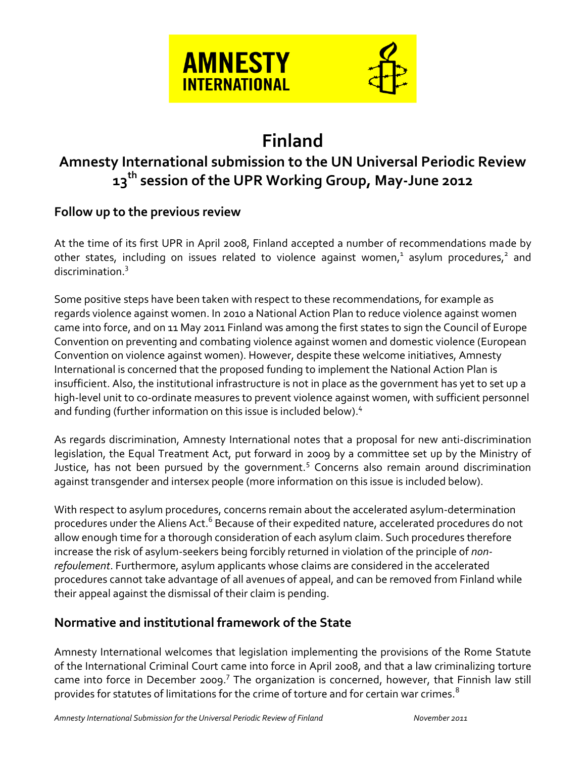# Finland

## Amnesty International submission to the UN Universal Periodic Review 13th session of the UPR Working Group, May-June 2012

### Follow up to the previous review

At the time of its first UPR in April 2008, Finland accepted a number of recommendations made by other states, including on issues related to violence against women,[1] asylum procedures,[2] and discrimination.[3]

Some positive steps have been taken with respect to these recommendations, for example as regards violence against women. In 2010 a National Action Plan to reduce violence against women came into force, and on 11 May 2011 Finland was among the first states to sign the Council of Europe Convention on preventing and combating violence against women and domestic violence (European Convention on violence against women). However, despite these welcome initiatives, Amnesty International is concerned that the proposed funding to implement the National Action Plan is insufficient. Also, the institutional infrastructure is not in place as the government has yet to set up a high-level unit to co-ordinate measures to prevent violence against women, with sufficient personnel and funding (further information on this issue is included below).[4]

As regards discrimination, Amnesty International notes that a proposal for new anti-discrimination legislation, the Equal Treatment Act, put forward in 2009 by a committee set up by the Ministry of Justice, has not been pursued by the government.[5] Concerns also remain around discrimination against transgender and intersex people (more information on this issue is included below).

With respect to asylum procedures, concerns remain about the accelerated asylum-determination procedures under the Aliens Act.[6] Because of their expedited nature, accelerated procedures do not allow enough time for a thorough consideration of each asylum claim. Such procedures therefore increase the risk of asylum-seekers being forcibly returned in violation of the principle of *non-refoulement*. Furthermore, asylum applicants whose claims are considered in the accelerated procedures cannot take advantage of all avenues of appeal, and can be removed from Finland while their appeal against the dismissal of their claim is pending.

### Normative and institutional framework of the State

Amnesty International welcomes that legislation implementing the provisions of the Rome Statute of the International Criminal Court came into force in April 2008, and that a law criminalizing torture came into force in December 2009.[7] The organization is concerned, however, that Finnish law still provides for statutes of limitations for the crime of torture and for certain war crimes.[8]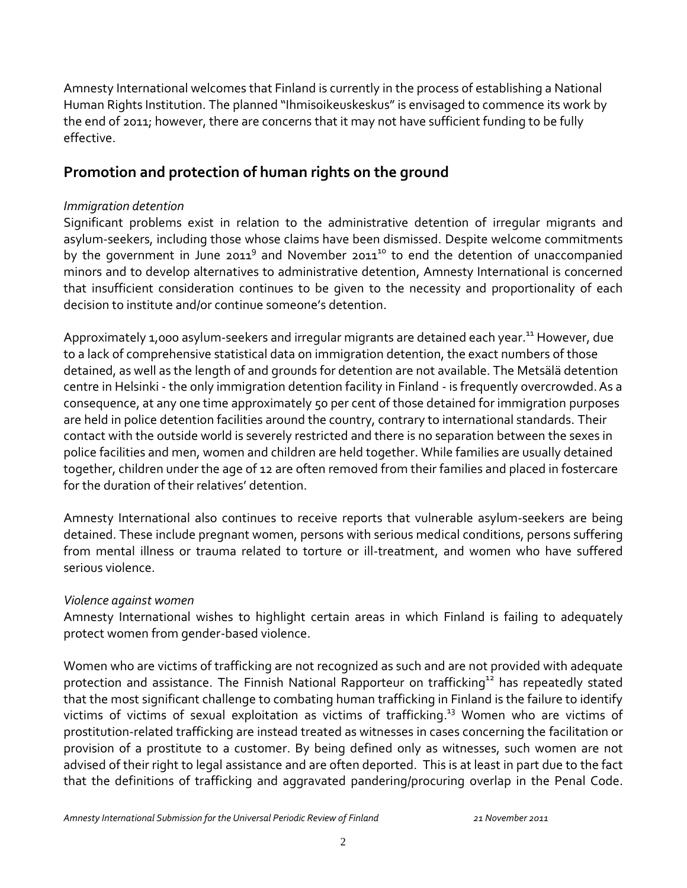Amnesty International welcomes that Finland is currently in the process of establishing a National Human Rights Institution. The planned "Ihmisoikeuskeskus" is envisaged to commence its work by the end of 2011; however, there are concerns that it may not have sufficient funding to be fully effective.

## Promotion and protection of human rights on the ground

*Immigration detention*

Significant problems exist in relation to the administrative detention of irregular migrants and asylum-seekers, including those whose claims have been dismissed. Despite welcome commitments by the government in June 2011[9] and November 2011[10] to end the detention of unaccompanied minors and to develop alternatives to administrative detention, Amnesty International is concerned that insufficient consideration continues to be given to the necessity and proportionality of each decision to institute and/or continue someone's detention.

Approximately 1,000 asylum-seekers and irregular migrants are detained each year.[11] However, due to a lack of comprehensive statistical data on immigration detention, the exact numbers of those detained, as well as the length of and grounds for detention are not available. The Metsälä detention centre in Helsinki - the only immigration detention facility in Finland - is frequently overcrowded. As a consequence, at any one time approximately 50 per cent of those detained for immigration purposes are held in police detention facilities around the country, contrary to international standards. Their contact with the outside world is severely restricted and there is no separation between the sexes in police facilities and men, women and children are held together. While families are usually detained together, children under the age of 12 are often removed from their families and placed in fostercare for the duration of their relatives' detention.

Amnesty International also continues to receive reports that vulnerable asylum-seekers are being detained. These include pregnant women, persons with serious medical conditions, persons suffering from mental illness or trauma related to torture or ill-treatment, and women who have suffered serious violence.

*Violence against women*

Amnesty International wishes to highlight certain areas in which Finland is failing to adequately protect women from gender-based violence.

Women who are victims of trafficking are not recognized as such and are not provided with adequate protection and assistance. The Finnish National Rapporteur on trafficking[12] has repeatedly stated that the most significant challenge to combating human trafficking in Finland is the failure to identify victims of victims of sexual exploitation as victims of trafficking.[13] Women who are victims of prostitution-related trafficking are instead treated as witnesses in cases concerning the facilitation or provision of a prostitute to a customer. By being defined only as witnesses, such women are not advised of their right to legal assistance and are often deported. This is at least in part due to the fact that the definitions of trafficking and aggravated pandering/procuring overlap in the Penal Code.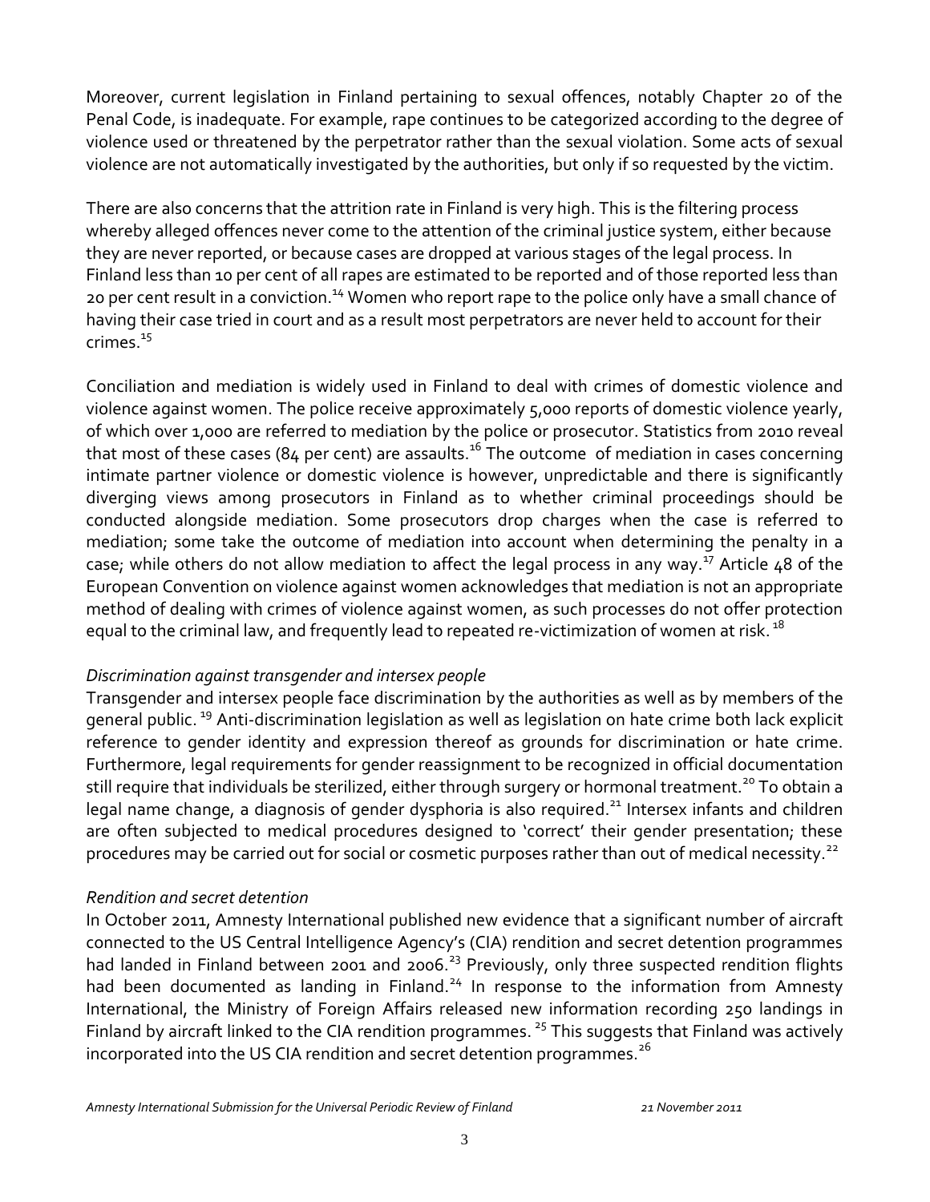Moreover, current legislation in Finland pertaining to sexual offences, notably Chapter 20 of the Penal Code, is inadequate. For example, rape continues to be categorized according to the degree of violence used or threatened by the perpetrator rather than the sexual violation. Some acts of sexual violence are not automatically investigated by the authorities, but only if so requested by the victim.

There are also concerns that the attrition rate in Finland is very high. This is the filtering process whereby alleged offences never come to the attention of the criminal justice system, either because they are never reported, or because cases are dropped at various stages of the legal process. In Finland less than 10 per cent of all rapes are estimated to be reported and of those reported less than 20 per cent result in a conviction.[14] Women who report rape to the police only have a small chance of having their case tried in court and as a result most perpetrators are never held to account for their crimes.[15]

Conciliation and mediation is widely used in Finland to deal with crimes of domestic violence and violence against women. The police receive approximately 5,000 reports of domestic violence yearly, of which over 1,000 are referred to mediation by the police or prosecutor. Statistics from 2010 reveal that most of these cases (84 per cent) are assaults.[16] The outcome of mediation in cases concerning intimate partner violence or domestic violence is however, unpredictable and there is significantly diverging views among prosecutors in Finland as to whether criminal proceedings should be conducted alongside mediation. Some prosecutors drop charges when the case is referred to mediation; some take the outcome of mediation into account when determining the penalty in a case; while others do not allow mediation to affect the legal process in any way.[17] Article 48 of the European Convention on violence against women acknowledges that mediation is not an appropriate method of dealing with crimes of violence against women, as such processes do not offer protection equal to the criminal law, and frequently lead to repeated re-victimization of women at risk.[18]

*Discrimination against transgender and intersex people*

Transgender and intersex people face discrimination by the authorities as well as by members of the general public.[19] Anti-discrimination legislation as well as legislation on hate crime both lack explicit reference to gender identity and expression thereof as grounds for discrimination or hate crime. Furthermore, legal requirements for gender reassignment to be recognized in official documentation still require that individuals be sterilized, either through surgery or hormonal treatment.[20] To obtain a legal name change, a diagnosis of gender dysphoria is also required.[21] Intersex infants and children are often subjected to medical procedures designed to 'correct' their gender presentation; these procedures may be carried out for social or cosmetic purposes rather than out of medical necessity.[22]

*Rendition and secret detention*

In October 2011, Amnesty International published new evidence that a significant number of aircraft connected to the US Central Intelligence Agency's (CIA) rendition and secret detention programmes had landed in Finland between 2001 and 2006.[23] Previously, only three suspected rendition flights had been documented as landing in Finland.[24] In response to the information from Amnesty International, the Ministry of Foreign Affairs released new information recording 250 landings in Finland by aircraft linked to the CIA rendition programmes.[25] This suggests that Finland was actively incorporated into the US CIA rendition and secret detention programmes.[26]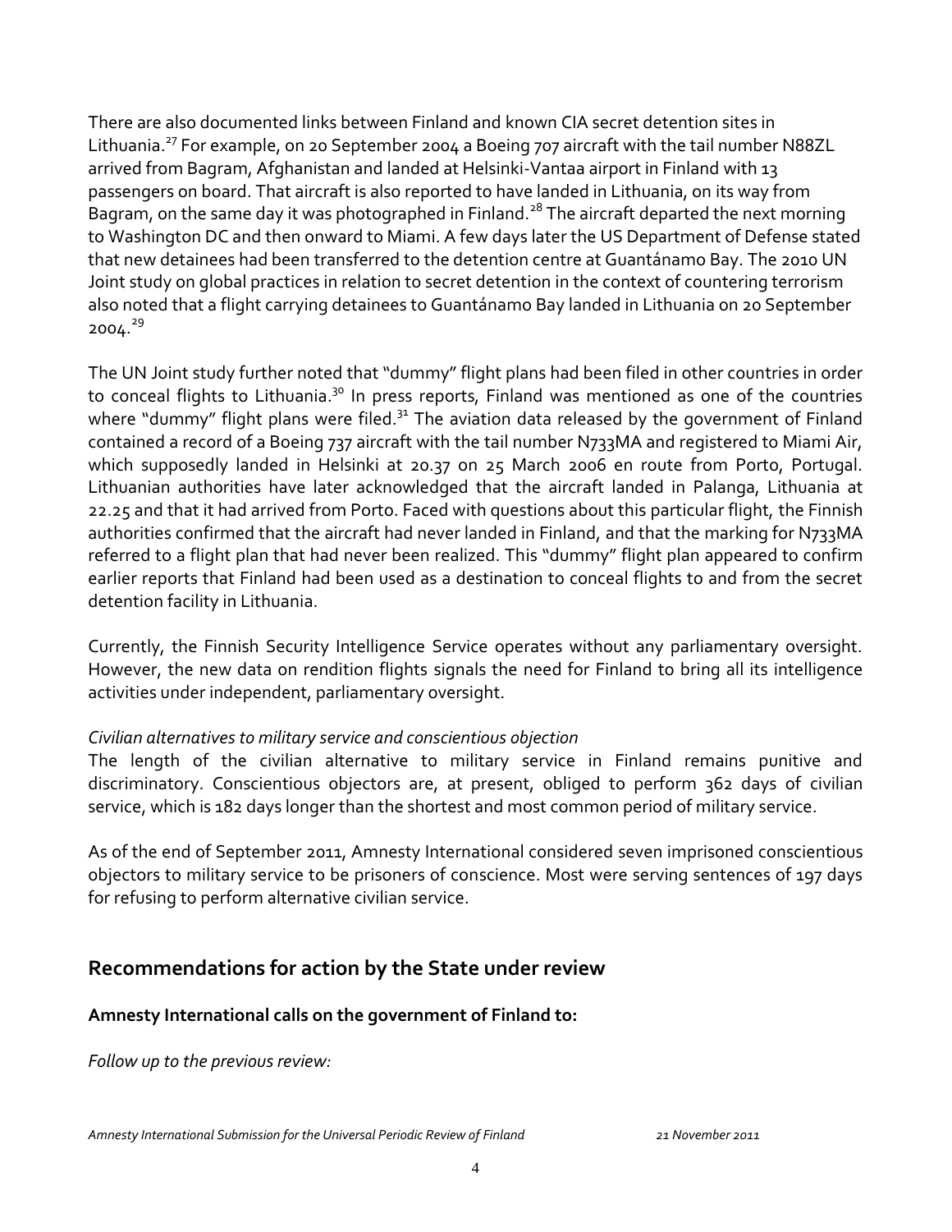There are also documented links between Finland and known CIA secret detention sites in Lithuania.[27] For example, on 20 September 2004 a Boeing 707 aircraft with the tail number N88ZL arrived from Bagram, Afghanistan and landed at Helsinki-Vantaa airport in Finland with 13 passengers on board. That aircraft is also reported to have landed in Lithuania, on its way from Bagram, on the same day it was photographed in Finland.[28] The aircraft departed the next morning to Washington DC and then onward to Miami. A few days later the US Department of Defense stated that new detainees had been transferred to the detention centre at Guantánamo Bay. The 2010 UN Joint study on global practices in relation to secret detention in the context of countering terrorism also noted that a flight carrying detainees to Guantánamo Bay landed in Lithuania on 20 September 2004.[29]

The UN Joint study further noted that "dummy" flight plans had been filed in other countries in order to conceal flights to Lithuania.[30] In press reports, Finland was mentioned as one of the countries where "dummy" flight plans were filed.[31] The aviation data released by the government of Finland contained a record of a Boeing 737 aircraft with the tail number N733MA and registered to Miami Air, which supposedly landed in Helsinki at 20.37 on 25 March 2006 en route from Porto, Portugal. Lithuanian authorities have later acknowledged that the aircraft landed in Palanga, Lithuania at 22.25 and that it had arrived from Porto. Faced with questions about this particular flight, the Finnish authorities confirmed that the aircraft had never landed in Finland, and that the marking for N733MA referred to a flight plan that had never been realized. This "dummy" flight plan appeared to confirm earlier reports that Finland had been used as a destination to conceal flights to and from the secret detention facility in Lithuania.

Currently, the Finnish Security Intelligence Service operates without any parliamentary oversight. However, the new data on rendition flights signals the need for Finland to bring all its intelligence activities under independent, parliamentary oversight.

*Civilian alternatives to military service and conscientious objection*

The length of the civilian alternative to military service in Finland remains punitive and discriminatory. Conscientious objectors are, at present, obliged to perform 362 days of civilian service, which is 182 days longer than the shortest and most common period of military service.

As of the end of September 2011, Amnesty International considered seven imprisoned conscientious objectors to military service to be prisoners of conscience. Most were serving sentences of 197 days for refusing to perform alternative civilian service.

## Recommendations for action by the State under review

**Amnesty International calls on the government of Finland to:**

*Follow up to the previous review:*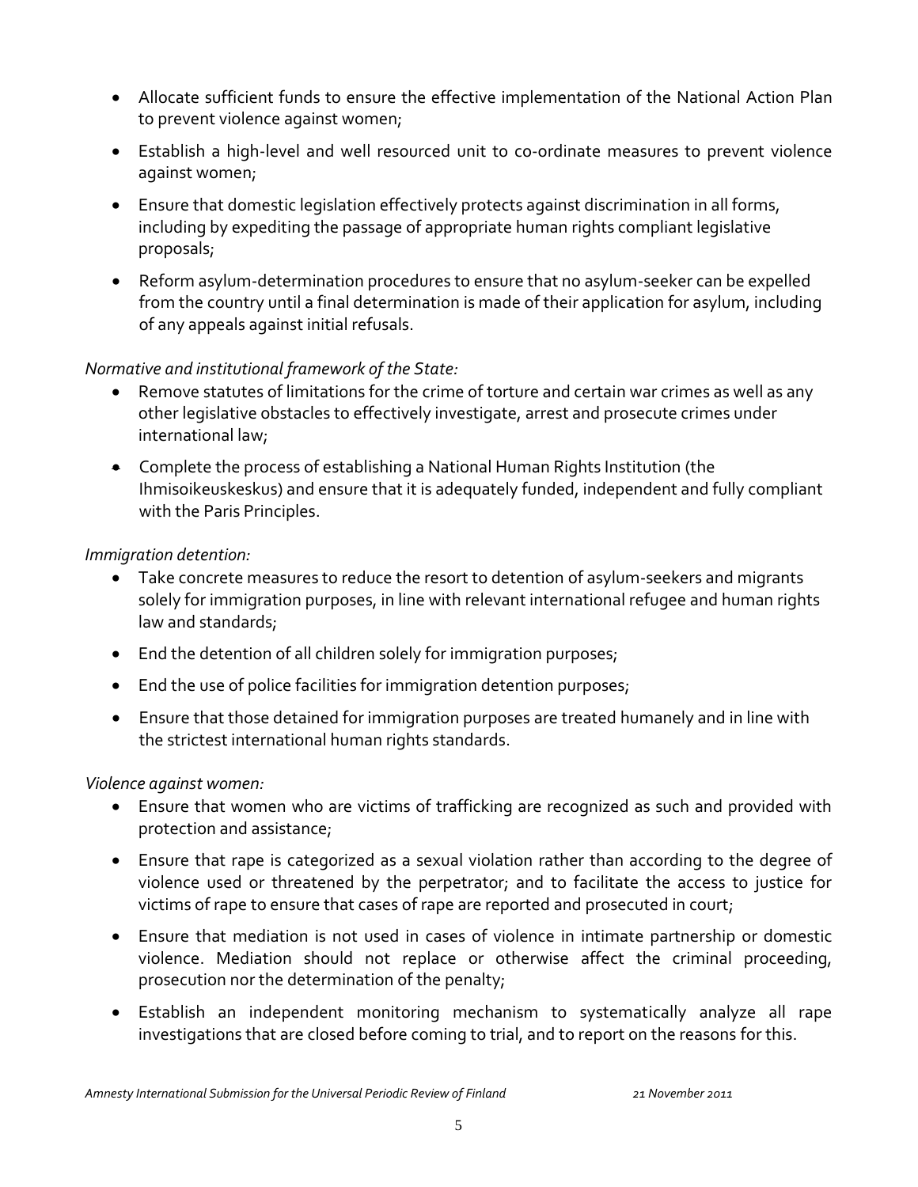- Allocate sufficient funds to ensure the effective implementation of the National Action Plan to prevent violence against women;
- Establish a high-level and well resourced unit to co-ordinate measures to prevent violence against women;
- Ensure that domestic legislation effectively protects against discrimination in all forms, including by expediting the passage of appropriate human rights compliant legislative proposals;
- Reform asylum-determination procedures to ensure that no asylum-seeker can be expelled from the country until a final determination is made of their application for asylum, including of any appeals against initial refusals.

*Normative and institutional framework of the State:*

- Remove statutes of limitations for the crime of torture and certain war crimes as well as any other legislative obstacles to effectively investigate, arrest and prosecute crimes under international law;
- Complete the process of establishing a National Human Rights Institution (the Ihmisoikeuskeskus) and ensure that it is adequately funded, independent and fully compliant with the Paris Principles.

*Immigration detention:*

- Take concrete measures to reduce the resort to detention of asylum-seekers and migrants solely for immigration purposes, in line with relevant international refugee and human rights law and standards;
- End the detention of all children solely for immigration purposes;
- End the use of police facilities for immigration detention purposes;
- Ensure that those detained for immigration purposes are treated humanely and in line with the strictest international human rights standards.

*Violence against women:*

- Ensure that women who are victims of trafficking are recognized as such and provided with protection and assistance;
- Ensure that rape is categorized as a sexual violation rather than according to the degree of violence used or threatened by the perpetrator; and to facilitate the access to justice for victims of rape to ensure that cases of rape are reported and prosecuted in court;
- Ensure that mediation is not used in cases of violence in intimate partnership or domestic violence. Mediation should not replace or otherwise affect the criminal proceeding, prosecution nor the determination of the penalty;
- Establish an independent monitoring mechanism to systematically analyze all rape investigations that are closed before coming to trial, and to report on the reasons for this.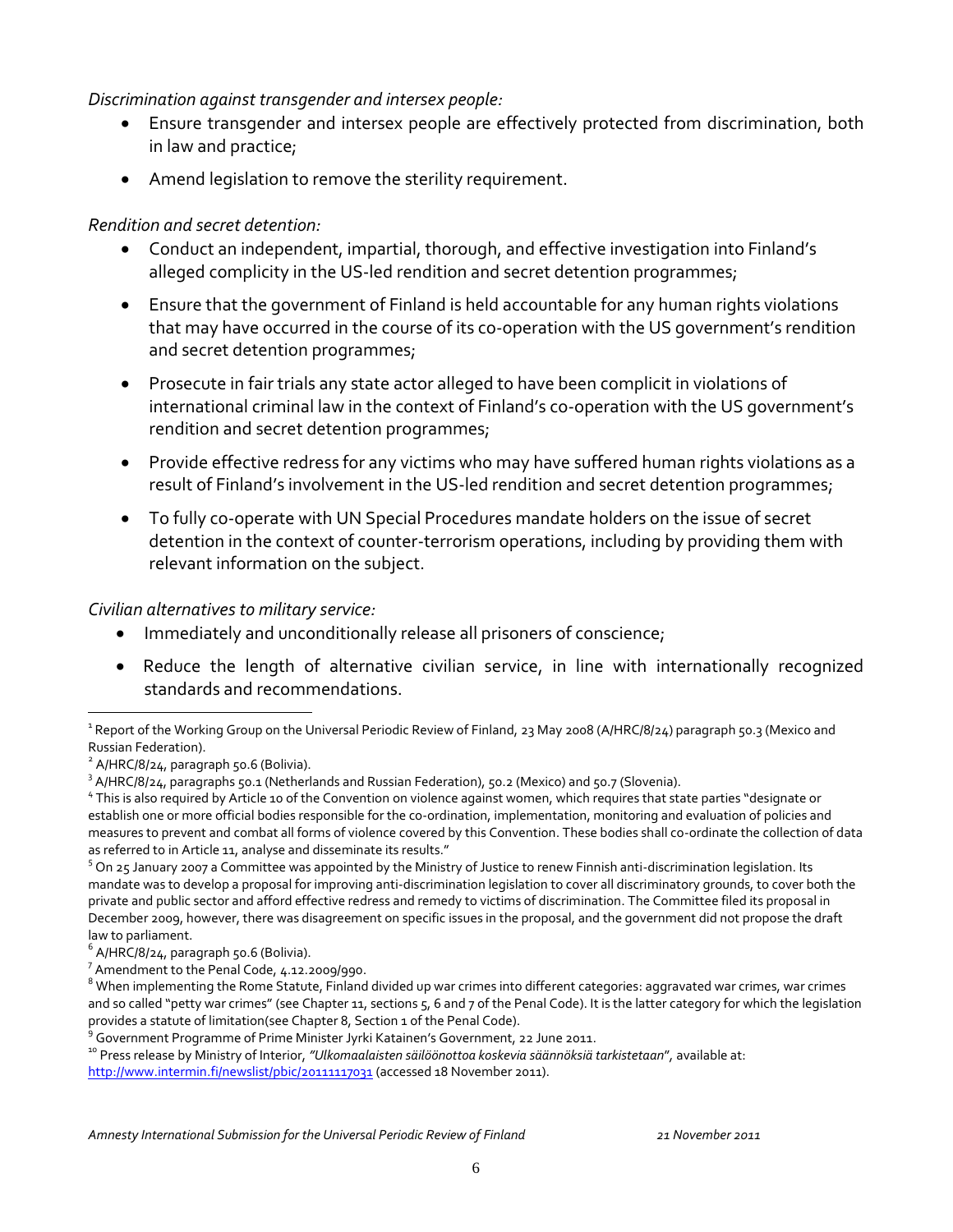*Discrimination against transgender and intersex people:*

- Ensure transgender and intersex people are effectively protected from discrimination, both in law and practice;
- Amend legislation to remove the sterility requirement.

*Rendition and secret detention:*

- Conduct an independent, impartial, thorough, and effective investigation into Finland's alleged complicity in the US-led rendition and secret detention programmes;
- Ensure that the government of Finland is held accountable for any human rights violations that may have occurred in the course of its co-operation with the US government's rendition and secret detention programmes;
- Prosecute in fair trials any state actor alleged to have been complicit in violations of international criminal law in the context of Finland's co-operation with the US government's rendition and secret detention programmes;
- Provide effective redress for any victims who may have suffered human rights violations as a result of Finland's involvement in the US-led rendition and secret detention programmes;
- To fully co-operate with UN Special Procedures mandate holders on the issue of secret detention in the context of counter-terrorism operations, including by providing them with relevant information on the subject.

*Civilian alternatives to military service:*

- Immediately and unconditionally release all prisoners of conscience;
- Reduce the length of alternative civilian service, in line with internationally recognized standards and recommendations.

---

[1] Report of the Working Group on the Universal Periodic Review of Finland, 23 May 2008 (A/HRC/8/24) paragraph 50.3 (Mexico and Russian Federation).

[2] A/HRC/8/24, paragraph 50.6 (Bolivia).

[3] A/HRC/8/24, paragraphs 50.1 (Netherlands and Russian Federation), 50.2 (Mexico) and 50.7 (Slovenia).

[4] This is also required by Article 10 of the Convention on violence against women, which requires that state parties "designate or establish one or more official bodies responsible for the co-ordination, implementation, monitoring and evaluation of policies and measures to prevent and combat all forms of violence covered by this Convention. These bodies shall co-ordinate the collection of data as referred to in Article 11, analyse and disseminate its results."

[5] On 25 January 2007 a Committee was appointed by the Ministry of Justice to renew Finnish anti-discrimination legislation. Its mandate was to develop a proposal for improving anti-discrimination legislation to cover all discriminatory grounds, to cover both the private and public sector and afford effective redress and remedy to victims of discrimination. The Committee filed its proposal in December 2009, however, there was disagreement on specific issues in the proposal, and the government did not propose the draft law to parliament.

[6] A/HRC/8/24, paragraph 50.6 (Bolivia).

[7] Amendment to the Penal Code, 4.12.2009/990.

[8] When implementing the Rome Statute, Finland divided up war crimes into different categories: aggravated war crimes, war crimes and so called "petty war crimes" (see Chapter 11, sections 5, 6 and 7 of the Penal Code). It is the latter category for which the legislation provides a statute of limitation(see Chapter 8, Section 1 of the Penal Code).

[9] Government Programme of Prime Minister Jyrki Katainen's Government, 22 June 2011.

[10] Press release by Ministry of Interior, *"Ulkomaalaisten säilöönottoa koskevia säännöksiä tarkistetaan"*, available at: http://www.intermin.fi/newslist/pbic/20111117031 (accessed 18 November 2011).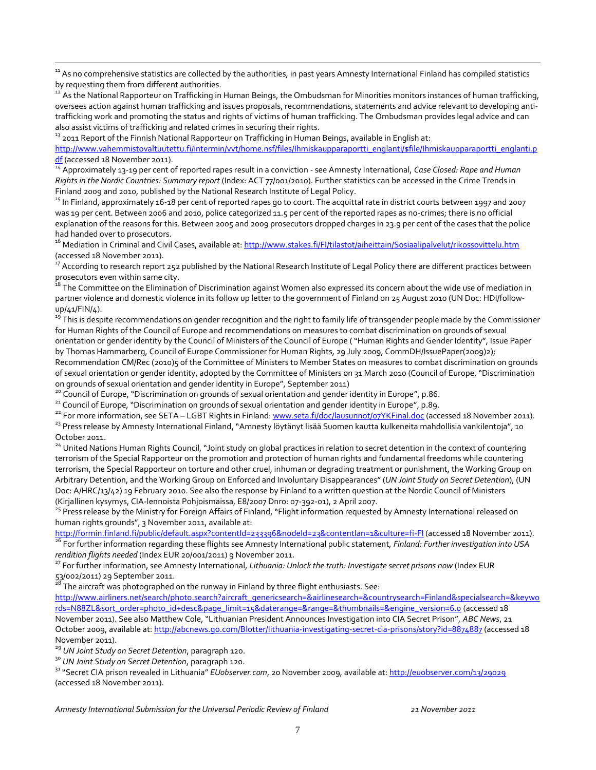[11] As no comprehensive statistics are collected by the authorities, in past years Amnesty International Finland has compiled statistics by requesting them from different authorities.

[12] As the National Rapporteur on Trafficking in Human Beings, the Ombudsman for Minorities monitors instances of human trafficking, oversees action against human trafficking and issues proposals, recommendations, statements and advice relevant to developing anti-trafficking work and promoting the status and rights of victims of human trafficking. The Ombudsman provides legal advice and can also assist victims of trafficking and related crimes in securing their rights.

[13] 2011 Report of the Finnish National Rapporteur on Trafficking in Human Beings, available in English at: http://www.vahemmistovaltuutettu.fi/intermin/vvt/home.nsf/files/Ihmiskaupparaportti_englanti/$file/Ihmiskaupparaportti_englanti.pdf (accessed 18 November 2011).

[14] Approximately 13-19 per cent of reported rapes result in a conviction - see Amnesty International, *Case Closed: Rape and Human Rights in the Nordic Countries: Summary report* (Index: ACT 77/001/2010). Further statistics can be accessed in the Crime Trends in Finland 2009 and 2010, published by the National Research Institute of Legal Policy.

[15] In Finland, approximately 16-18 per cent of reported rapes go to court. The acquittal rate in district courts between 1997 and 2007 was 19 per cent. Between 2006 and 2010, police categorized 11.5 per cent of the reported rapes as no-crimes; there is no official explanation of the reasons for this. Between 2005 and 2009 prosecutors dropped charges in 23.9 per cent of the cases that the police had handed over to prosecutors.

[16] Mediation in Criminal and Civil Cases, available at: http://www.stakes.fi/FI/tilastot/aiheittain/Sosiaalipalvelut/rikossovittelu.htm (accessed 18 November 2011).

[17] According to research report 252 published by the National Research Institute of Legal Policy there are different practices between prosecutors even within same city.

[18] The Committee on the Elimination of Discrimination against Women also expressed its concern about the wide use of mediation in partner violence and domestic violence in its follow up letter to the government of Finland on 25 August 2010 (UN Doc: HDI/follow-up/41/FIN/4).

[19] This is despite recommendations on gender recognition and the right to family life of transgender people made by the Commissioner for Human Rights of the Council of Europe and recommendations on measures to combat discrimination on grounds of sexual orientation or gender identity by the Council of Ministers of the Council of Europe ( "Human Rights and Gender Identity", Issue Paper by Thomas Hammarberg, Council of Europe Commissioner for Human Rights, 29 July 2009, CommDH/IssuePaper(2009)2; Recommendation CM/Rec (2010)5 of the Committee of Ministers to Member States on measures to combat discrimination on grounds of sexual orientation or gender identity, adopted by the Committee of Ministers on 31 March 2010 (Council of Europe, "Discrimination on grounds of sexual orientation and gender identity in Europe", September 2011)

[20] Council of Europe, "Discrimination on grounds of sexual orientation and gender identity in Europe", p.86.

[21] Council of Europe, "Discrimination on grounds of sexual orientation and gender identity in Europe", p.89.

[22] For more information, see SETA – LGBT Rights in Finland: www.seta.fi/doc/lausunnot/07YKFinal.doc (accessed 18 November 2011).

[23] Press release by Amnesty International Finland, "Amnesty löytänyt lisää Suomen kautta kulkeneita mahdollisia vankilentoja", 10 October 2011.

[24] United Nations Human Rights Council, "Joint study on global practices in relation to secret detention in the context of countering terrorism of the Special Rapporteur on the promotion and protection of human rights and fundamental freedoms while countering terrorism, the Special Rapporteur on torture and other cruel, inhuman or degrading treatment or punishment, the Working Group on Arbitrary Detention, and the Working Group on Enforced and Involuntary Disappearances" (*UN Joint Study on Secret Detention*), (UN Doc: A/HRC/13/42) 19 February 2010. See also the response by Finland to a written question at the Nordic Council of Ministers (Kirjallinen kysymys, CIA-lennoista Pohjoismaissa, E8/2007 Dnro: 07-392-01), 2 April 2007.

[25] Press release by the Ministry for Foreign Affairs of Finland, "Flight information requested by Amnesty International released on human rights grounds", 3 November 2011, available at: http://formin.finland.fi/public/default.aspx?contentId=233396&nodeId=23&contentlan=1&culture=fi-FI (accessed 18 November 2011).

[26] For further information regarding these flights see Amnesty International public statement, *Finland: Further investigation into USA rendition flights needed* (Index EUR 20/001/2011) 9 November 2011.

[27] For further information, see Amnesty International, *Lithuania: Unlock the truth: Investigate secret prisons now* (Index EUR 53/002/2011) 29 September 2011.

[28] The aircraft was photographed on the runway in Finland by three flight enthusiasts. See: http://www.airliners.net/search/photo.search?aircraft_genericsearch=&airlinesearch=&countrysearch=Finland&specialsearch=&keywords=N88ZL&sort_order=photo_id+desc&page_limit=15&daterange=&range=&thumbnails=&engine_version=6.0 (accessed 18 November 2011). See also Matthew Cole, "Lithuanian President Announces Investigation into CIA Secret Prison", *ABC News*, 21 October 2009, available at: http://abcnews.go.com/Blotter/lithuania-investigating-secret-cia-prisons/story?id=8874887 (accessed 18 November 2011).

[29] *UN Joint Study on Secret Detention*, paragraph 120.

[30] *UN Joint Study on Secret Detention*, paragraph 120.

[31] "Secret CIA prison revealed in Lithuania" *EUobserver.com*, 20 November 2009, available at: http://euobserver.com/13/29029 (accessed 18 November 2011).